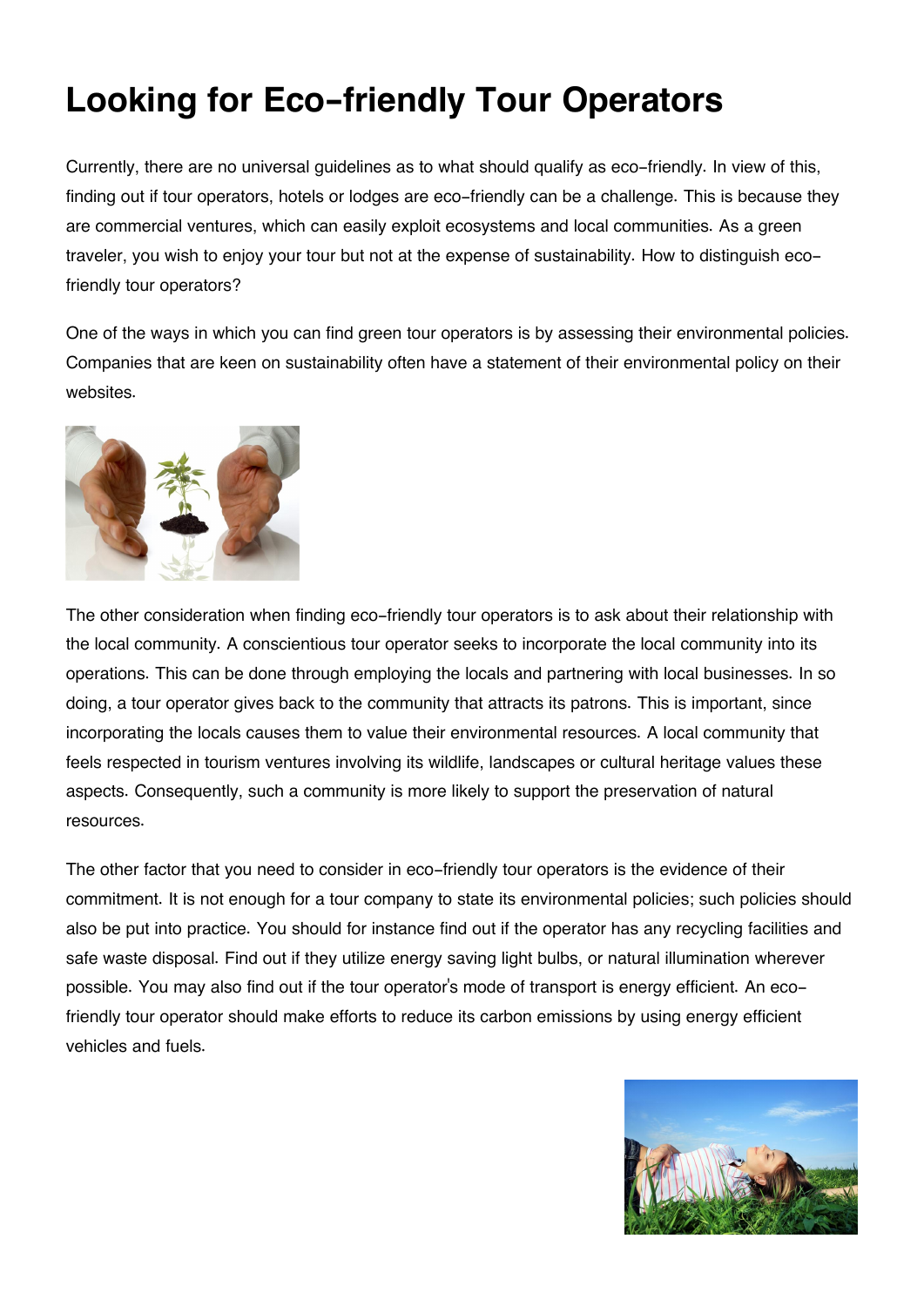# Looking for Eco-friendly Tour Operators

Currently, there are no universal guidelines as to what should qualify as eco-friendly. In view of this, finding out if tour operators, hotels or lodges are eco-friendly can be a challenge. This is because they are commercial ventures, which can easily exploit ecosystems and local communities. As a green traveler, you wish to enjoy your tour but not at the expense of sustainability. How to distinguish eco-friendly tour operators?

One of the ways in which you can find green tour operators is by assessing their environmental policies. Companies that are keen on sustainability often have a statement of their environmental policy on their websites.

The other consideration when finding eco-friendly tour operators is to ask about their relationship with the local community. A conscientious tour operator seeks to incorporate the local community into its operations. This can be done through employing the locals and partnering with local businesses. In so doing, a tour operator gives back to the community that attracts its patrons. This is important, since incorporating the locals causes them to value their environmental resources. A local community that feels respected in tourism ventures involving its wildlife, landscapes or cultural heritage values these aspects. Consequently, such a community is more likely to support the preservation of natural resources.

The other factor that you need to consider in eco-friendly tour operators is the evidence of their commitment. It is not enough for a tour company to state its environmental policies; such policies should also be put into practice. You should for instance find out if the operator has any recycling facilities and safe waste disposal. Find out if they utilize energy saving light bulbs, or natural illumination wherever possible. You may also find out if the tour operator's mode of transport is energy efficient. An eco-friendly tour operator should make efforts to reduce its carbon emissions by using energy efficient vehicles and fuels.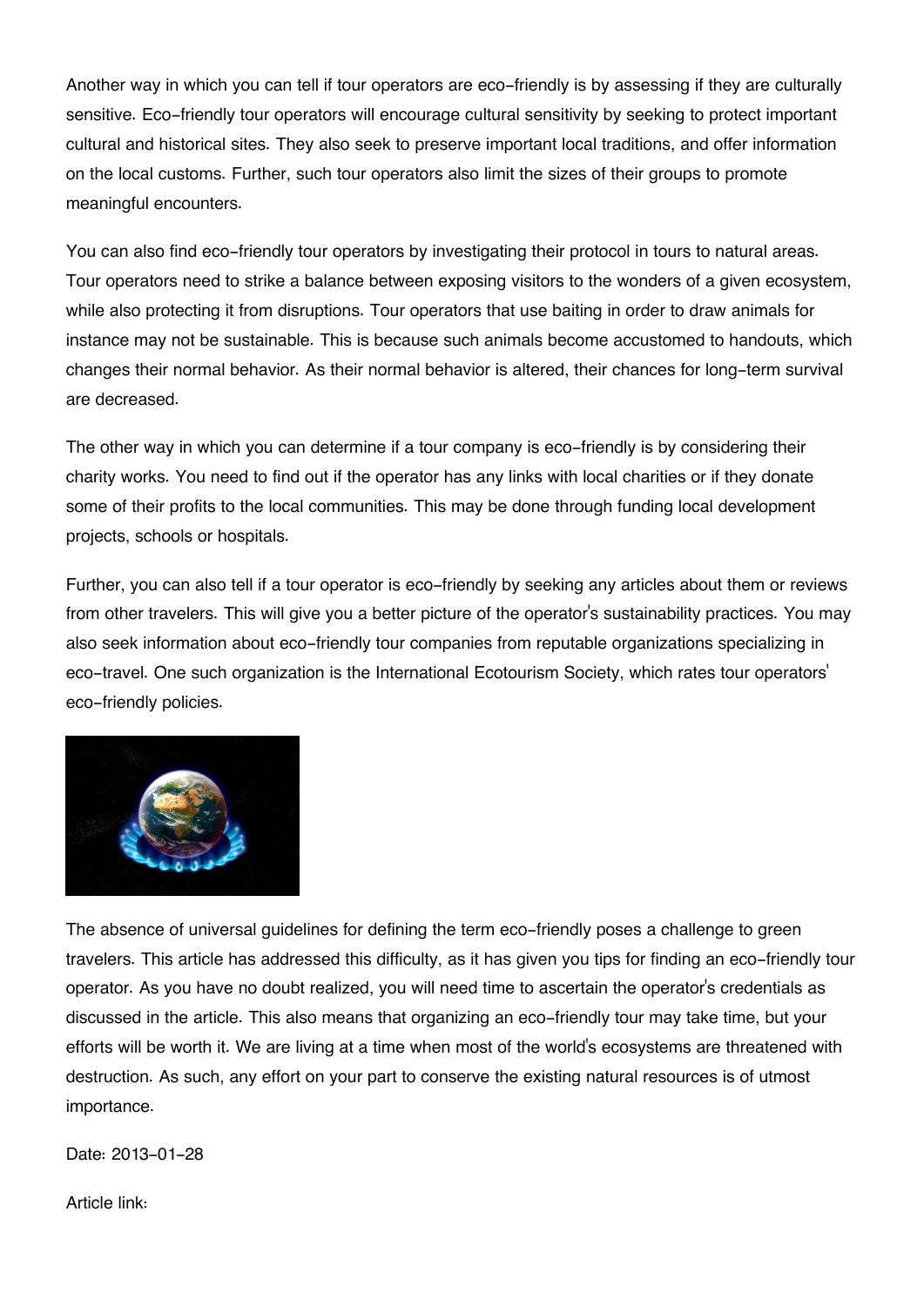Another way in which you can tell if tour operators are eco-friendly is by assessing if they are culturally sensitive. Eco-friendly tour operators will encourage cultural sensitivity by seeking to protect important cultural and historical sites. They also seek to preserve important local traditions, and offer information on the local customs. Further, such tour operators also limit the sizes of their groups to promote meaningful encounters.

You can also find eco-friendly tour operators by investigating their protocol in tours to natural areas. Tour operators need to strike a balance between exposing visitors to the wonders of a given ecosystem, while also protecting it from disruptions. Tour operators that use baiting in order to draw animals for instance may not be sustainable. This is because such animals become accustomed to handouts, which changes their normal behavior. As their normal behavior is altered, their chances for long-term survival are decreased.

The other way in which you can determine if a tour company is eco-friendly is by considering their charity works. You need to find out if the operator has any links with local charities or if they donate some of their profits to the local communities. This may be done through funding local development projects, schools or hospitals.

Further, you can also tell if a tour operator is eco-friendly by seeking any articles about them or reviews from other travelers. This will give you a better picture of the operator's sustainability practices. You may also seek information about eco-friendly tour companies from reputable organizations specializing in eco-travel. One such organization is the International Ecotourism Society, which rates tour operators' eco-friendly policies.

The absence of universal guidelines for defining the term eco-friendly poses a challenge to green travelers. This article has addressed this difficulty, as it has given you tips for finding an eco-friendly tour operator. As you have no doubt realized, you will need time to ascertain the operator's credentials as discussed in the article. This also means that organizing an eco-friendly tour may take time, but your efforts will be worth it. We are living at a time when most of the world's ecosystems are threatened with destruction. As such, any effort on your part to conserve the existing natural resources is of utmost importance.

Date: 2013-01-28

Article link: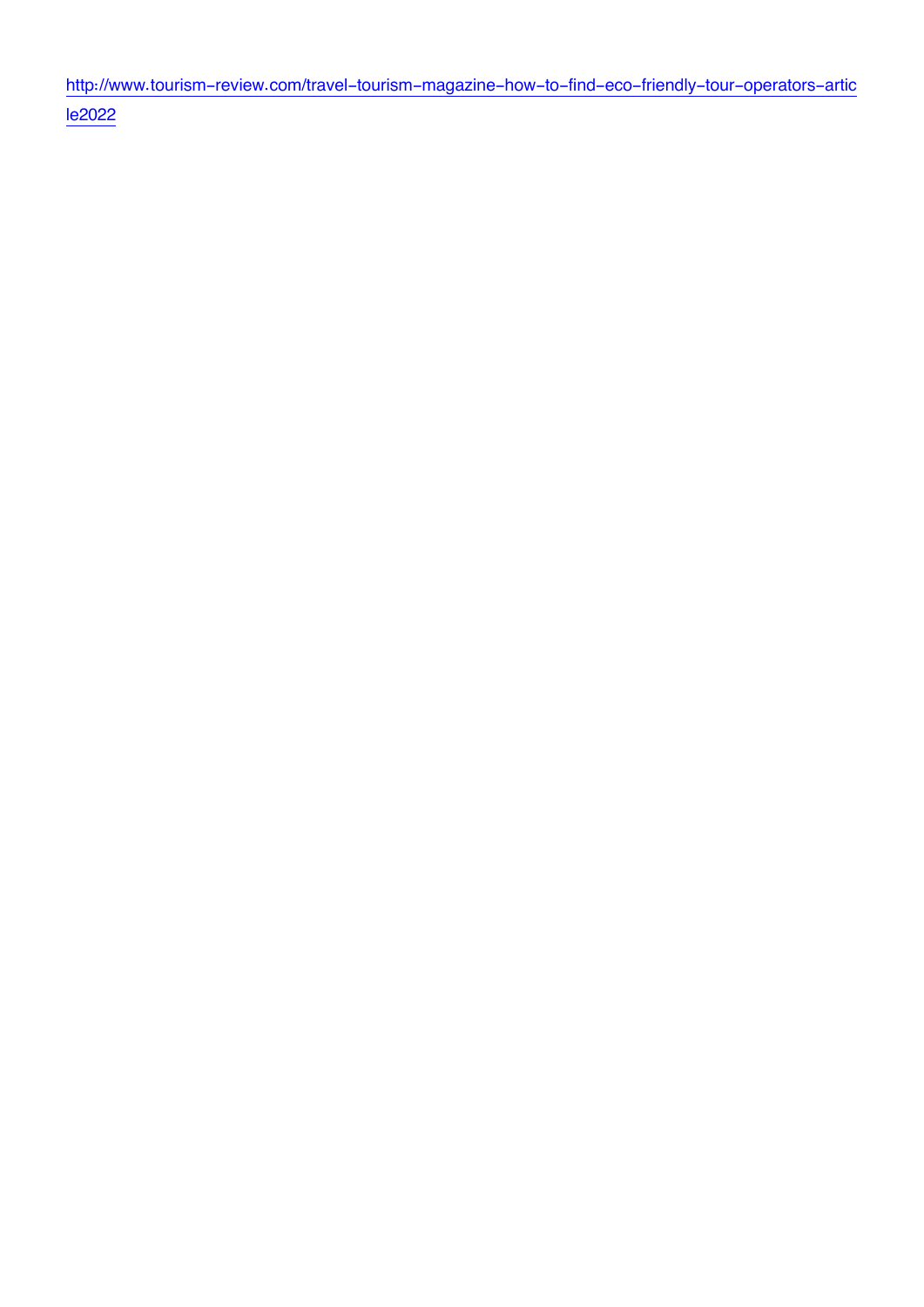http://www.tourism-review.com/travel-tourism-magazine-how-to-find-eco-friendly-tour-operators-article2022